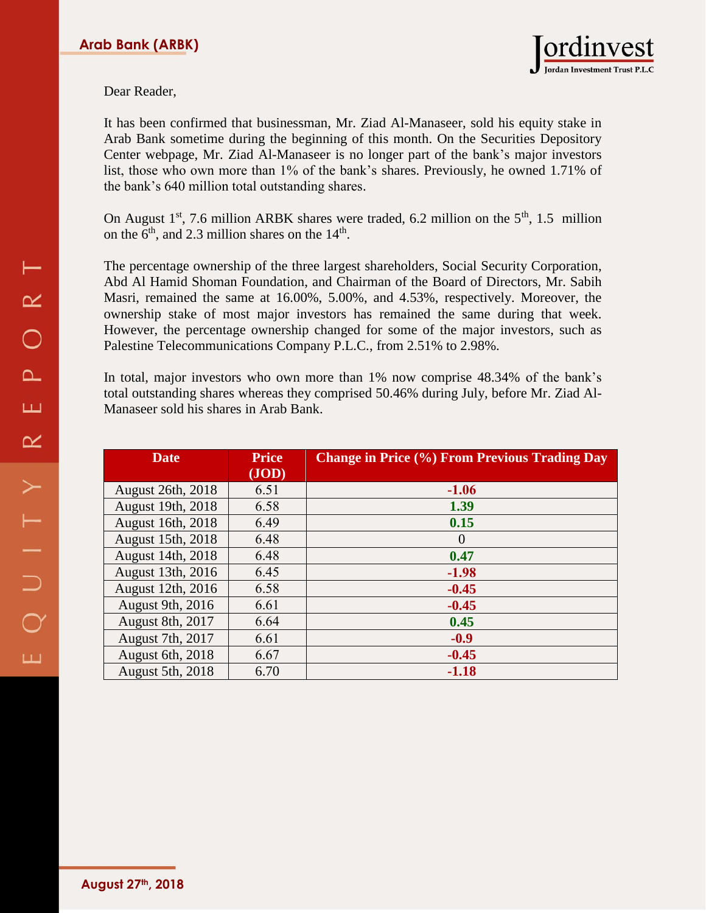# Arab Bank (ARBK)

Dear Reader,

It has been confirmed that businessman, Mr. Ziad Al-Manaseer, sold his equity stake in Arab Bank sometime during the beginning of this month. On the Securities Depository Center webpage, Mr. Ziad Al-Manaseer is no longer part of the bank's major investors list, those who own more than 1% of the bank's shares. Previously, he owned 1.71% of the bank's 640 million total outstanding shares.

On August 1st, 7.6 million ARBK shares were traded, 6.2 million on the 5th, 1.5 million on the 6th, and 2.3 million shares on the 14th.

The percentage ownership of the three largest shareholders, Social Security Corporation, Abd Al Hamid Shoman Foundation, and Chairman of the Board of Directors, Mr. Sabih Masri, remained the same at 16.00%, 5.00%, and 4.53%, respectively. Moreover, the ownership stake of most major investors has remained the same during that week. However, the percentage ownership changed for some of the major investors, such as Palestine Telecommunications Company P.L.C., from 2.51% to 2.98%.

In total, major investors who own more than 1% now comprise 48.34% of the bank's total outstanding shares whereas they comprised 50.46% during July, before Mr. Ziad Al-Manaseer sold his shares in Arab Bank.

| Date | Price (JOD) | Change in Price (%) From Previous Trading Day |
|---|---|---|
| August 26th, 2018 | 6.51 | **-1.06** |
| August 19th, 2018 | 6.58 | **1.39** |
| August 16th, 2018 | 6.49 | **0.15** |
| August 15th, 2018 | 6.48 | 0 |
| August 14th, 2018 | 6.48 | **0.47** |
| August 13th, 2016 | 6.45 | **-1.98** |
| August 12th, 2016 | 6.58 | **-0.45** |
| August 9th, 2016 | 6.61 | **-0.45** |
| August 8th, 2017 | 6.64 | **0.45** |
| August 7th, 2017 | 6.61 | **-0.9** |
| August 6th, 2018 | 6.67 | **-0.45** |
| August 5th, 2018 | 6.70 | **-1.18** |

August 27th, 2018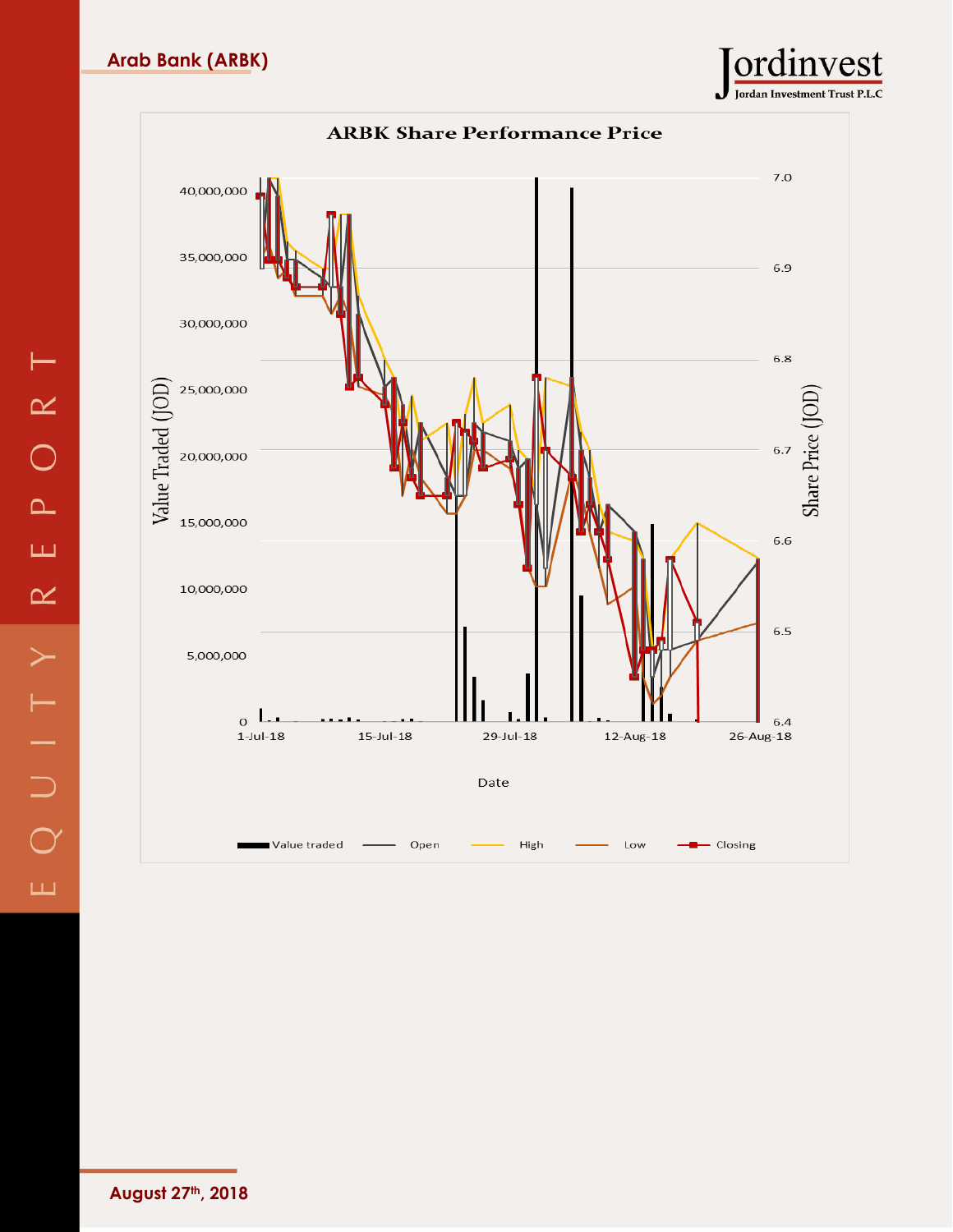Arab Bank (ARBK)

Jordinvest
Jordan Investment Trust P.L.C

ARBK Share Performance Price

Value Traded (JOD)

40,000,000
35,000,000
30,000,000
25,000,000
20,000,000
15,000,000
10,000,000
5,000,000
0

Share Price (JOD)

7.0
6.9
6.8
6.7
6.6
6.5
6.4

1-Jul-18
15-Jul-18
29-Jul-18
12-Aug-18
26-Aug-18

Date

Value traded
Open
High
Low
Closing

EQUITY REPORT

August 27th, 2018